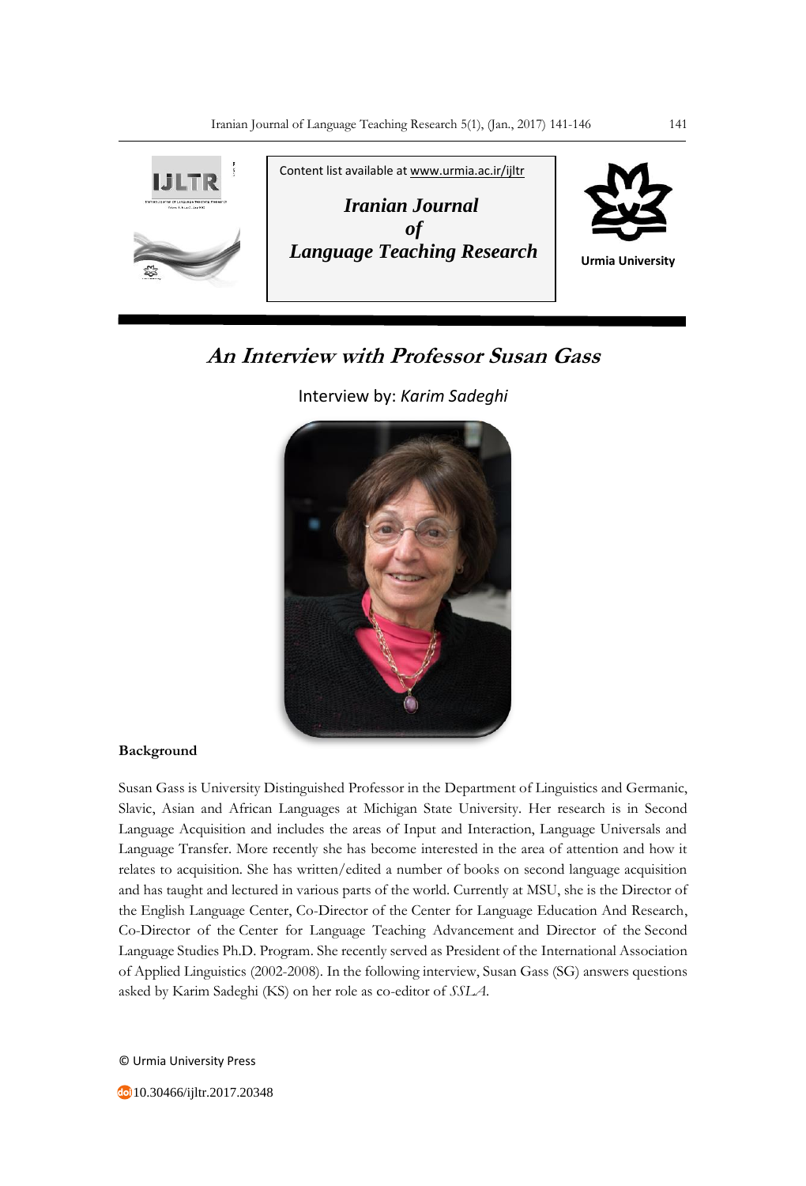Content list available at www.urmia.ac.ir/ijltr

***Iranian Journal of Language Teaching Research***

Urmia University

# *An Interview with Professor Susan Gass*

Interview by: *Karim Sadeghi*

**Background**

Susan Gass is University Distinguished Professor in the Department of Linguistics and Germanic, Slavic, Asian and African Languages at Michigan State University. Her research is in Second Language Acquisition and includes the areas of Input and Interaction, Language Universals and Language Transfer. More recently she has become interested in the area of attention and how it relates to acquisition. She has written/edited a number of books on second language acquisition and has taught and lectured in various parts of the world. Currently at MSU, she is the Director of the English Language Center, Co-Director of the Center for Language Education And Research, Co-Director of the Center for Language Teaching Advancement and Director of the Second Language Studies Ph.D. Program. She recently served as President of the International Association of Applied Linguistics (2002-2008). In the following interview, Susan Gass (SG) answers questions asked by Karim Sadeghi (KS) on her role as co-editor of *SSLA*.

© Urmia University Press

10.30466/ijltr.2017.20348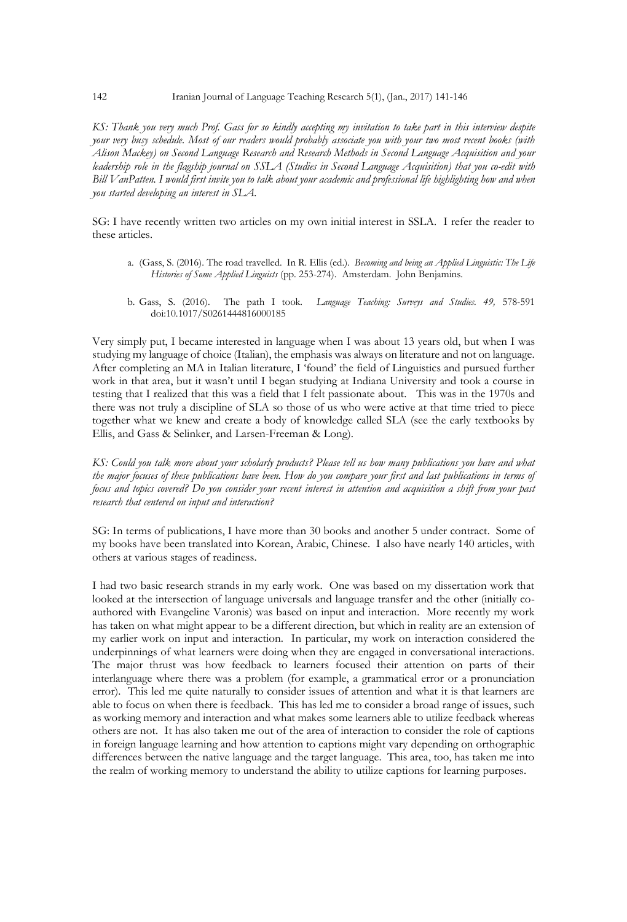*KS: Thank you very much Prof. Gass for so kindly accepting my invitation to take part in this interview despite your very busy schedule. Most of our readers would probably associate you with your two most recent books (with Alison Mackey) on Second Language Research and Research Methods in Second Language Acquisition and your leadership role in the flagship journal on SSLA (Studies in Second Language Acquisition) that you co-edit with Bill VanPatten. I would first invite you to talk about your academic and professional life highlighting how and when you started developing an interest in SLA.*

SG: I have recently written two articles on my own initial interest in SSLA. I refer the reader to these articles.

a. (Gass, S. (2016). The road travelled. In R. Ellis (ed.). *Becoming and being an Applied Linguistic: The Life Histories of Some Applied Linguists* (pp. 253-274). Amsterdam. John Benjamins.

b. Gass, S. (2016). The path I took. *Language Teaching: Surveys and Studies. 49,* 578-591 doi:10.1017/S0261444816000185

Very simply put, I became interested in language when I was about 13 years old, but when I was studying my language of choice (Italian), the emphasis was always on literature and not on language. After completing an MA in Italian literature, I 'found' the field of Linguistics and pursued further work in that area, but it wasn't until I began studying at Indiana University and took a course in testing that I realized that this was a field that I felt passionate about. This was in the 1970s and there was not truly a discipline of SLA so those of us who were active at that time tried to piece together what we knew and create a body of knowledge called SLA (see the early textbooks by Ellis, and Gass & Selinker, and Larsen-Freeman & Long).

*KS: Could you talk more about your scholarly products? Please tell us how many publications you have and what the major focuses of these publications have been. How do you compare your first and last publications in terms of focus and topics covered? Do you consider your recent interest in attention and acquisition a shift from your past research that centered on input and interaction?*

SG: In terms of publications, I have more than 30 books and another 5 under contract. Some of my books have been translated into Korean, Arabic, Chinese. I also have nearly 140 articles, with others at various stages of readiness.

I had two basic research strands in my early work. One was based on my dissertation work that looked at the intersection of language universals and language transfer and the other (initially co-authored with Evangeline Varonis) was based on input and interaction. More recently my work has taken on what might appear to be a different direction, but which in reality are an extension of my earlier work on input and interaction. In particular, my work on interaction considered the underpinnings of what learners were doing when they are engaged in conversational interactions. The major thrust was how feedback to learners focused their attention on parts of their interlanguage where there was a problem (for example, a grammatical error or a pronunciation error). This led me quite naturally to consider issues of attention and what it is that learners are able to focus on when there is feedback. This has led me to consider a broad range of issues, such as working memory and interaction and what makes some learners able to utilize feedback whereas others are not. It has also taken me out of the area of interaction to consider the role of captions in foreign language learning and how attention to captions might vary depending on orthographic differences between the native language and the target language. This area, too, has taken me into the realm of working memory to understand the ability to utilize captions for learning purposes.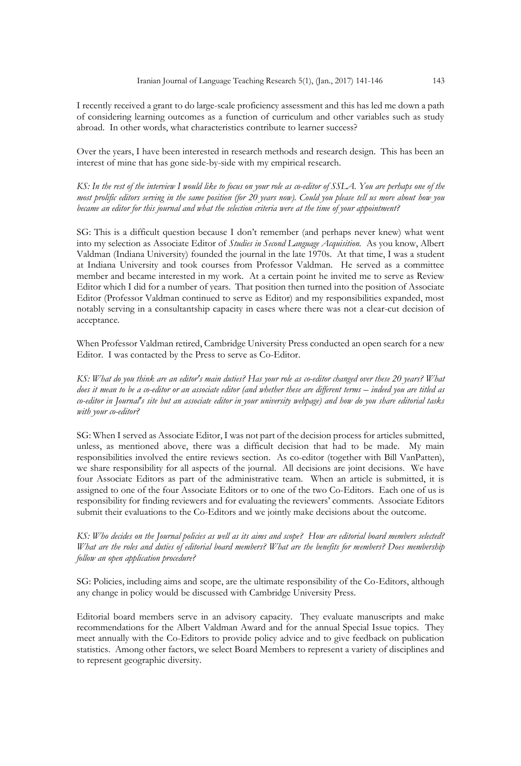I recently received a grant to do large-scale proficiency assessment and this has led me down a path of considering learning outcomes as a function of curriculum and other variables such as study abroad. In other words, what characteristics contribute to learner success?

Over the years, I have been interested in research methods and research design. This has been an interest of mine that has gone side-by-side with my empirical research.

*KS: In the rest of the interview I would like to focus on your role as co-editor of SSLA. You are perhaps one of the most prolific editors serving in the same position (for 20 years now). Could you please tell us more about how you became an editor for this journal and what the selection criteria were at the time of your appointment?*

SG: This is a difficult question because I don't remember (and perhaps never knew) what went into my selection as Associate Editor of *Studies in Second Language Acquisition.* As you know, Albert Valdman (Indiana University) founded the journal in the late 1970s. At that time, I was a student at Indiana University and took courses from Professor Valdman. He served as a committee member and became interested in my work. At a certain point he invited me to serve as Review Editor which I did for a number of years. That position then turned into the position of Associate Editor (Professor Valdman continued to serve as Editor) and my responsibilities expanded, most notably serving in a consultantship capacity in cases where there was not a clear-cut decision of acceptance.

When Professor Valdman retired, Cambridge University Press conducted an open search for a new Editor. I was contacted by the Press to serve as Co-Editor.

*KS: What do you think are an editor's main duties? Has your role as co-editor changed over these 20 years? What does it mean to be a co-editor or an associate editor (and whether these are different terms – indeed you are titled as co-editor in Journal's site but an associate editor in your university webpage) and how do you share editorial tasks with your co-editor?*

SG: When I served as Associate Editor, I was not part of the decision process for articles submitted, unless, as mentioned above, there was a difficult decision that had to be made. My main responsibilities involved the entire reviews section. As co-editor (together with Bill VanPatten), we share responsibility for all aspects of the journal. All decisions are joint decisions. We have four Associate Editors as part of the administrative team. When an article is submitted, it is assigned to one of the four Associate Editors or to one of the two Co-Editors. Each one of us is responsibility for finding reviewers and for evaluating the reviewers' comments. Associate Editors submit their evaluations to the Co-Editors and we jointly make decisions about the outcome.

*KS: Who decides on the Journal policies as well as its aims and scope? How are editorial board members selected? What are the roles and duties of editorial board members? What are the benefits for members? Does membership follow an open application procedure?*

SG: Policies, including aims and scope, are the ultimate responsibility of the Co-Editors, although any change in policy would be discussed with Cambridge University Press.

Editorial board members serve in an advisory capacity. They evaluate manuscripts and make recommendations for the Albert Valdman Award and for the annual Special Issue topics. They meet annually with the Co-Editors to provide policy advice and to give feedback on publication statistics. Among other factors, we select Board Members to represent a variety of disciplines and to represent geographic diversity.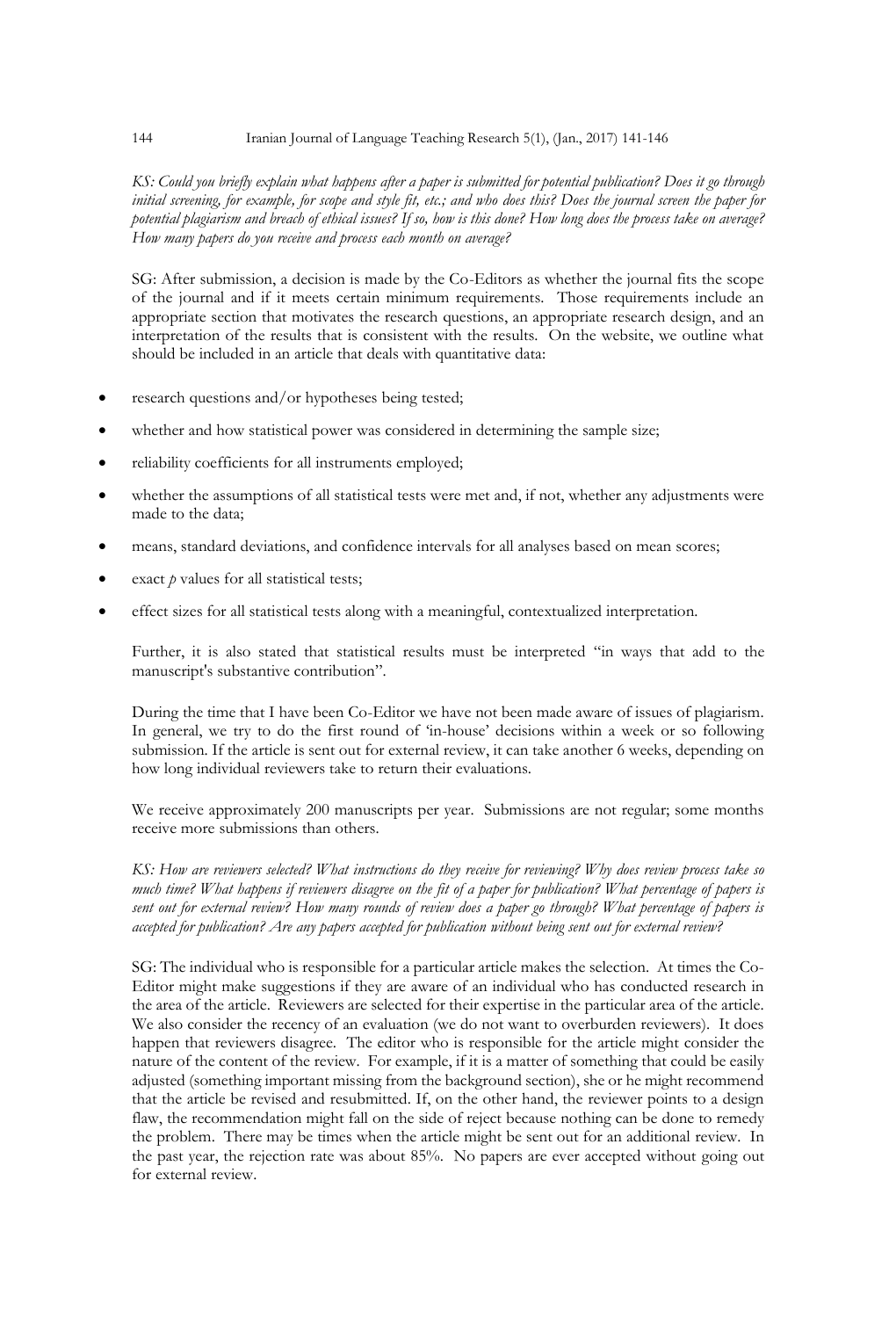*KS: Could you briefly explain what happens after a paper is submitted for potential publication? Does it go through initial screening, for example, for scope and style fit, etc.; and who does this? Does the journal screen the paper for potential plagiarism and breach of ethical issues? If so, how is this done? How long does the process take on average? How many papers do you receive and process each month on average?*

SG: After submission, a decision is made by the Co-Editors as whether the journal fits the scope of the journal and if it meets certain minimum requirements. Those requirements include an appropriate section that motivates the research questions, an appropriate research design, and an interpretation of the results that is consistent with the results. On the website, we outline what should be included in an article that deals with quantitative data:

- research questions and/or hypotheses being tested;
- whether and how statistical power was considered in determining the sample size;
- reliability coefficients for all instruments employed;
- whether the assumptions of all statistical tests were met and, if not, whether any adjustments were made to the data;
- means, standard deviations, and confidence intervals for all analyses based on mean scores;
- exact *p* values for all statistical tests;
- effect sizes for all statistical tests along with a meaningful, contextualized interpretation.

Further, it is also stated that statistical results must be interpreted "in ways that add to the manuscript's substantive contribution".

During the time that I have been Co-Editor we have not been made aware of issues of plagiarism. In general, we try to do the first round of 'in-house' decisions within a week or so following submission. If the article is sent out for external review, it can take another 6 weeks, depending on how long individual reviewers take to return their evaluations.

We receive approximately 200 manuscripts per year. Submissions are not regular; some months receive more submissions than others.

*KS: How are reviewers selected? What instructions do they receive for reviewing? Why does review process take so much time? What happens if reviewers disagree on the fit of a paper for publication? What percentage of papers is sent out for external review? How many rounds of review does a paper go through? What percentage of papers is accepted for publication? Are any papers accepted for publication without being sent out for external review?*

SG: The individual who is responsible for a particular article makes the selection. At times the Co-Editor might make suggestions if they are aware of an individual who has conducted research in the area of the article. Reviewers are selected for their expertise in the particular area of the article. We also consider the recency of an evaluation (we do not want to overburden reviewers). It does happen that reviewers disagree. The editor who is responsible for the article might consider the nature of the content of the review. For example, if it is a matter of something that could be easily adjusted (something important missing from the background section), she or he might recommend that the article be revised and resubmitted. If, on the other hand, the reviewer points to a design flaw, the recommendation might fall on the side of reject because nothing can be done to remedy the problem. There may be times when the article might be sent out for an additional review. In the past year, the rejection rate was about 85%. No papers are ever accepted without going out for external review.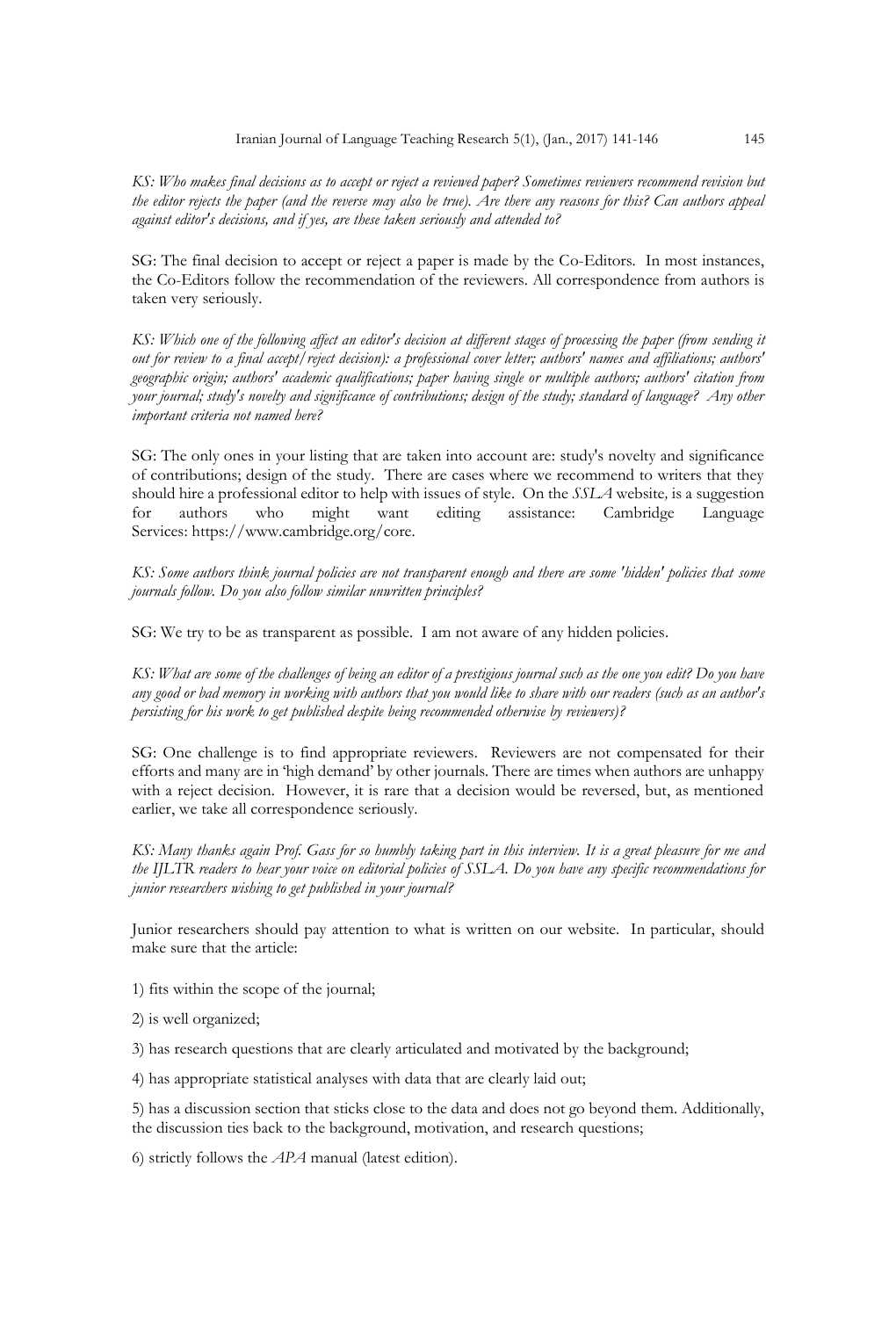*KS: Who makes final decisions as to accept or reject a reviewed paper? Sometimes reviewers recommend revision but the editor rejects the paper (and the reverse may also be true). Are there any reasons for this? Can authors appeal against editor's decisions, and if yes, are these taken seriously and attended to?*

SG: The final decision to accept or reject a paper is made by the Co-Editors. In most instances, the Co-Editors follow the recommendation of the reviewers. All correspondence from authors is taken very seriously.

*KS: Which one of the following affect an editor's decision at different stages of processing the paper (from sending it out for review to a final accept/reject decision): a professional cover letter; authors' names and affiliations; authors' geographic origin; authors' academic qualifications; paper having single or multiple authors; authors' citation from your journal; study's novelty and significance of contributions; design of the study; standard of language? Any other important criteria not named here?*

SG: The only ones in your listing that are taken into account are: study's novelty and significance of contributions; design of the study. There are cases where we recommend to writers that they should hire a professional editor to help with issues of style. On the *SSLA* website, is a suggestion for authors who might want editing assistance: Cambridge Language Services: https://www.cambridge.org/core.

*KS: Some authors think journal policies are not transparent enough and there are some 'hidden' policies that some journals follow. Do you also follow similar unwritten principles?*

SG: We try to be as transparent as possible. I am not aware of any hidden policies.

*KS: What are some of the challenges of being an editor of a prestigious journal such as the one you edit? Do you have any good or bad memory in working with authors that you would like to share with our readers (such as an author's persisting for his work to get published despite being recommended otherwise by reviewers)?*

SG: One challenge is to find appropriate reviewers. Reviewers are not compensated for their efforts and many are in 'high demand' by other journals. There are times when authors are unhappy with a reject decision. However, it is rare that a decision would be reversed, but, as mentioned earlier, we take all correspondence seriously.

*KS: Many thanks again Prof. Gass for so humbly taking part in this interview. It is a great pleasure for me and the IJLTR readers to hear your voice on editorial policies of SSLA. Do you have any specific recommendations for junior researchers wishing to get published in your journal?*

Junior researchers should pay attention to what is written on our website. In particular, should make sure that the article:

1) fits within the scope of the journal;

2) is well organized;

3) has research questions that are clearly articulated and motivated by the background;

4) has appropriate statistical analyses with data that are clearly laid out;

5) has a discussion section that sticks close to the data and does not go beyond them. Additionally, the discussion ties back to the background, motivation, and research questions;

6) strictly follows the *APA* manual (latest edition).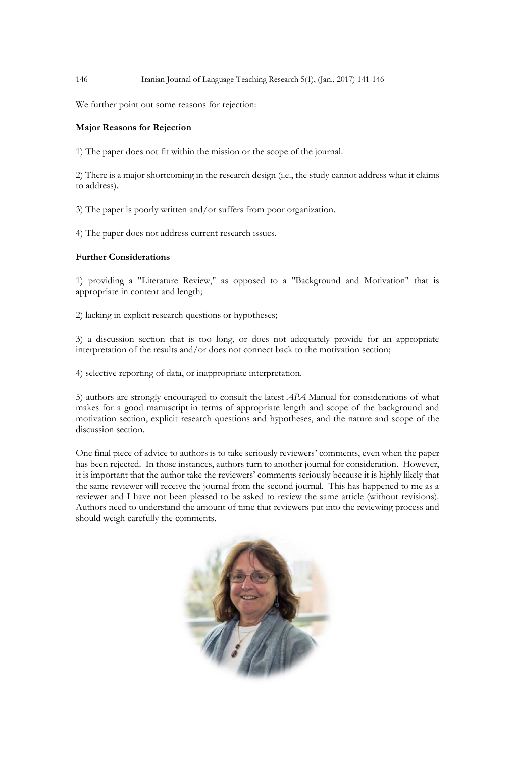We further point out some reasons for rejection:

**Major Reasons for Rejection**

1) The paper does not fit within the mission or the scope of the journal.

2) There is a major shortcoming in the research design (i.e., the study cannot address what it claims to address).

3) The paper is poorly written and/or suffers from poor organization.

4) The paper does not address current research issues.

**Further Considerations**

1) providing a "Literature Review," as opposed to a "Background and Motivation" that is appropriate in content and length;

2) lacking in explicit research questions or hypotheses;

3) a discussion section that is too long, or does not adequately provide for an appropriate interpretation of the results and/or does not connect back to the motivation section;

4) selective reporting of data, or inappropriate interpretation.

5) authors are strongly encouraged to consult the latest *APA* Manual for considerations of what makes for a good manuscript in terms of appropriate length and scope of the background and motivation section, explicit research questions and hypotheses, and the nature and scope of the discussion section.

One final piece of advice to authors is to take seriously reviewers' comments, even when the paper has been rejected. In those instances, authors turn to another journal for consideration. However, it is important that the author take the reviewers' comments seriously because it is highly likely that the same reviewer will receive the journal from the second journal. This has happened to me as a reviewer and I have not been pleased to be asked to review the same article (without revisions). Authors need to understand the amount of time that reviewers put into the reviewing process and should weigh carefully the comments.